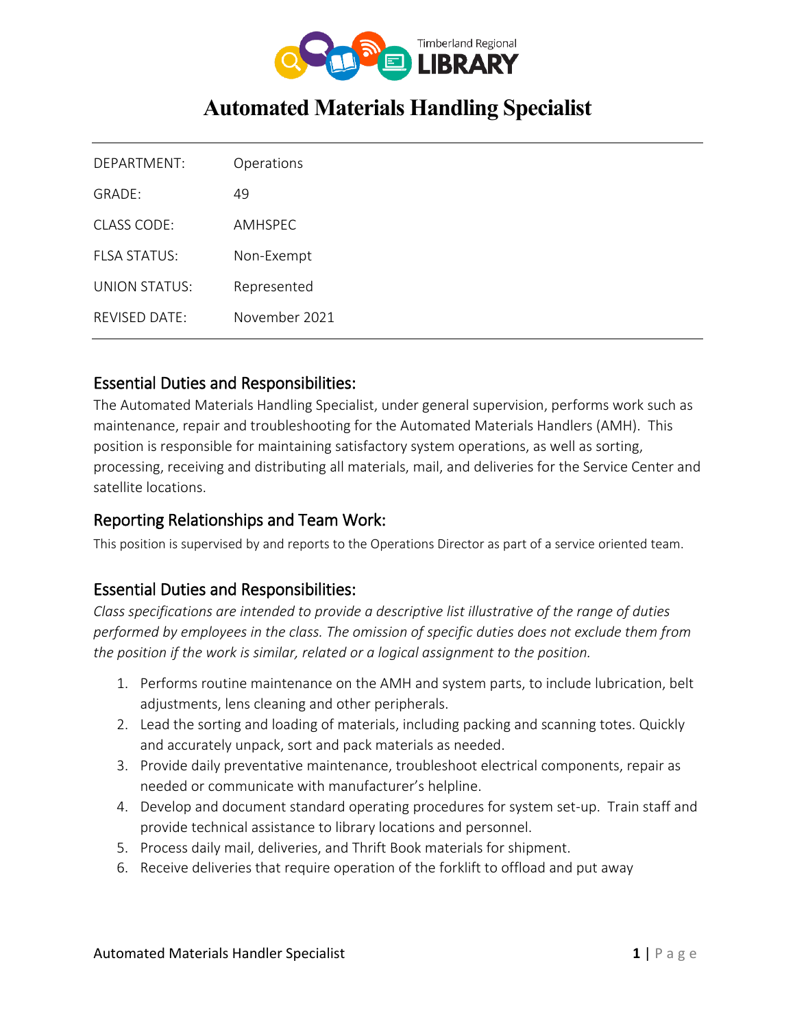Timberland Regional LIBRARY

# Automated Materials Handling Specialist

| | |
|---|---|
| DEPARTMENT: | Operations |
| GRADE: | 49 |
| CLASS CODE: | AMHSPEC |
| FLSA STATUS: | Non-Exempt |
| UNION STATUS: | Represented |
| REVISED DATE: | November 2021 |

## Essential Duties and Responsibilities:

The Automated Materials Handling Specialist, under general supervision, performs work such as maintenance, repair and troubleshooting for the Automated Materials Handlers (AMH). This position is responsible for maintaining satisfactory system operations, as well as sorting, processing, receiving and distributing all materials, mail, and deliveries for the Service Center and satellite locations.

## Reporting Relationships and Team Work:

This position is supervised by and reports to the Operations Director as part of a service oriented team.

## Essential Duties and Responsibilities:

*Class specifications are intended to provide a descriptive list illustrative of the range of duties performed by employees in the class. The omission of specific duties does not exclude them from the position if the work is similar, related or a logical assignment to the position.*

1. Performs routine maintenance on the AMH and system parts, to include lubrication, belt adjustments, lens cleaning and other peripherals.
2. Lead the sorting and loading of materials, including packing and scanning totes. Quickly and accurately unpack, sort and pack materials as needed.
3. Provide daily preventative maintenance, troubleshoot electrical components, repair as needed or communicate with manufacturer's helpline.
4. Develop and document standard operating procedures for system set-up. Train staff and provide technical assistance to library locations and personnel.
5. Process daily mail, deliveries, and Thrift Book materials for shipment.
6. Receive deliveries that require operation of the forklift to offload and put away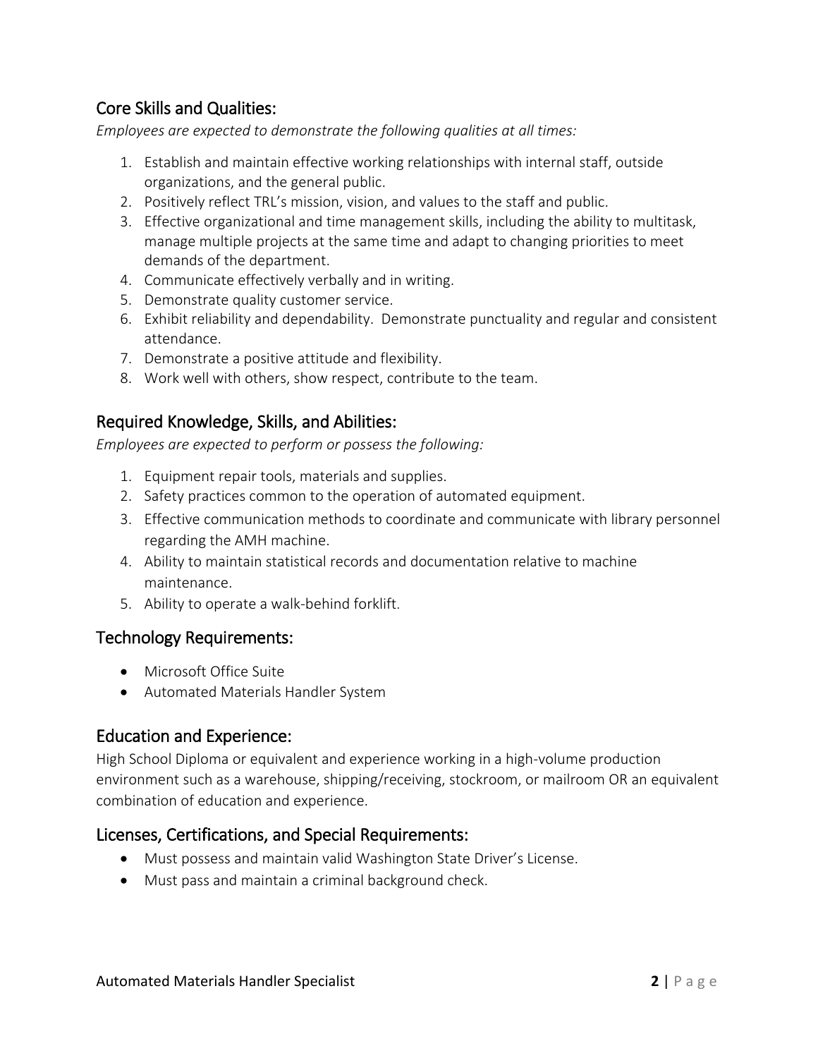## Core Skills and Qualities:

*Employees are expected to demonstrate the following qualities at all times:*

1. Establish and maintain effective working relationships with internal staff, outside organizations, and the general public.
2. Positively reflect TRL's mission, vision, and values to the staff and public.
3. Effective organizational and time management skills, including the ability to multitask, manage multiple projects at the same time and adapt to changing priorities to meet demands of the department.
4. Communicate effectively verbally and in writing.
5. Demonstrate quality customer service.
6. Exhibit reliability and dependability. Demonstrate punctuality and regular and consistent attendance.
7. Demonstrate a positive attitude and flexibility.
8. Work well with others, show respect, contribute to the team.

## Required Knowledge, Skills, and Abilities:

*Employees are expected to perform or possess the following:*

1. Equipment repair tools, materials and supplies.
2. Safety practices common to the operation of automated equipment.
3. Effective communication methods to coordinate and communicate with library personnel regarding the AMH machine.
4. Ability to maintain statistical records and documentation relative to machine maintenance.
5. Ability to operate a walk-behind forklift.

## Technology Requirements:

- Microsoft Office Suite
- Automated Materials Handler System

## Education and Experience:

High School Diploma or equivalent and experience working in a high-volume production environment such as a warehouse, shipping/receiving, stockroom, or mailroom OR an equivalent combination of education and experience.

## Licenses, Certifications, and Special Requirements:

- Must possess and maintain valid Washington State Driver's License.
- Must pass and maintain a criminal background check.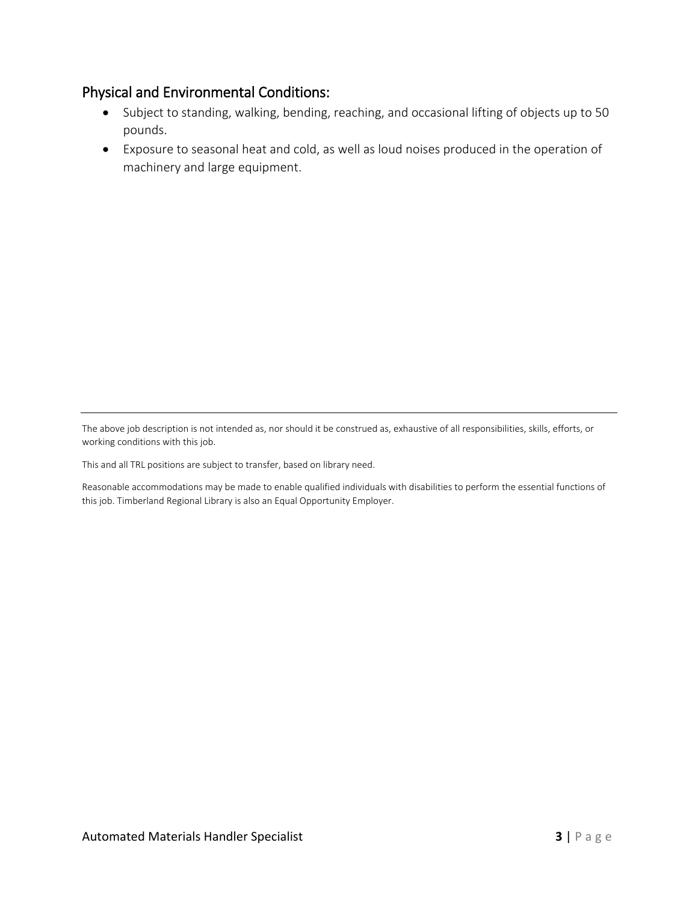## Physical and Environmental Conditions:

- Subject to standing, walking, bending, reaching, and occasional lifting of objects up to 50 pounds.
- Exposure to seasonal heat and cold, as well as loud noises produced in the operation of machinery and large equipment.

---

The above job description is not intended as, nor should it be construed as, exhaustive of all responsibilities, skills, efforts, or working conditions with this job.

This and all TRL positions are subject to transfer, based on library need.

Reasonable accommodations may be made to enable qualified individuals with disabilities to perform the essential functions of this job. Timberland Regional Library is also an Equal Opportunity Employer.